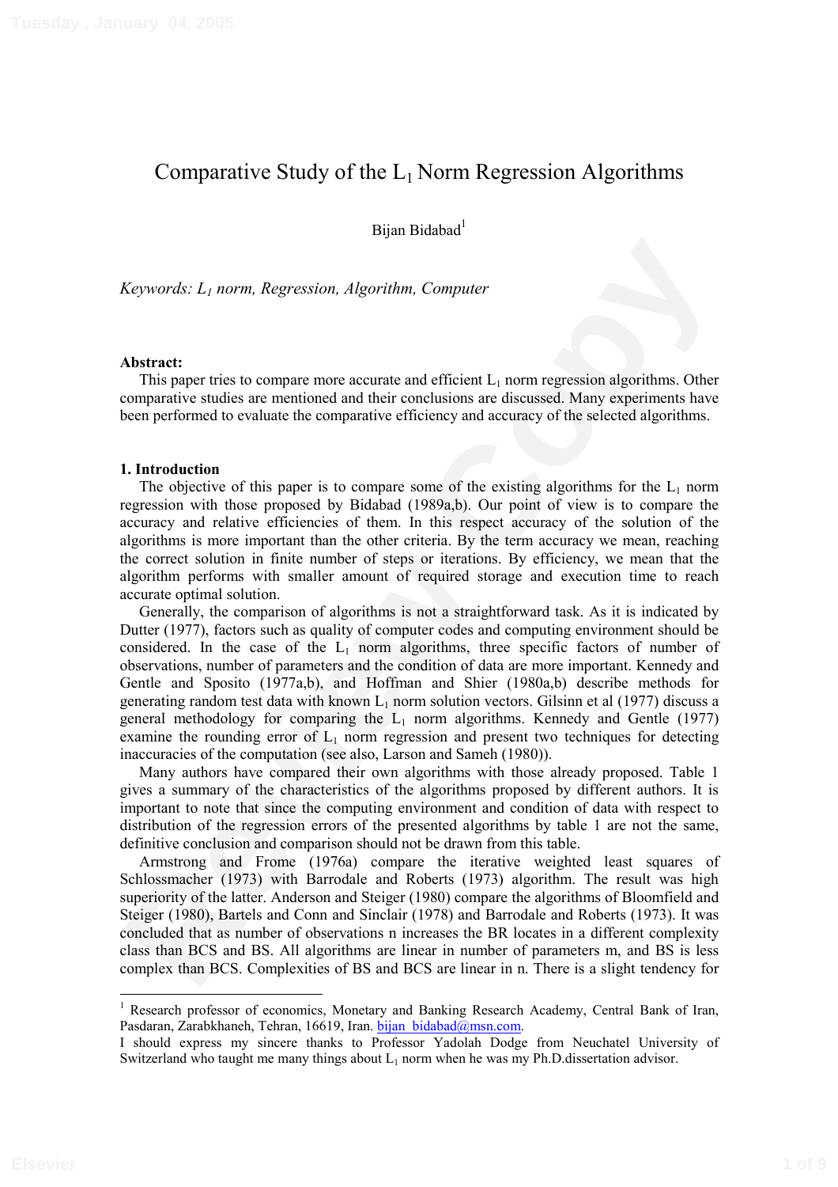# Comparative Study of the $L_1$ Norm Regression Algorithms

Bijan Bidabad[1]

*Keywords: $L_1$ norm, Regression, Algorithm, Computer*

**Abstract:**

This paper tries to compare more accurate and efficient $L_1$ norm regression algorithms. Other comparative studies are mentioned and their conclusions are discussed. Many experiments have been performed to evaluate the comparative efficiency and accuracy of the selected algorithms.

**1. Introduction**

The objective of this paper is to compare some of the existing algorithms for the $L_1$ norm regression with those proposed by Bidabad (1989a,b). Our point of view is to compare the accuracy and relative efficiencies of them. In this respect accuracy of the solution of the algorithms is more important than the other criteria. By the term accuracy we mean, reaching the correct solution in finite number of steps or iterations. By efficiency, we mean that the algorithm performs with smaller amount of required storage and execution time to reach accurate optimal solution.

Generally, the comparison of algorithms is not a straightforward task. As it is indicated by Dutter (1977), factors such as quality of computer codes and computing environment should be considered. In the case of the $L_1$ norm algorithms, three specific factors of number of observations, number of parameters and the condition of data are more important. Kennedy and Gentle and Sposito (1977a,b), and Hoffman and Shier (1980a,b) describe methods for generating random test data with known $L_1$ norm solution vectors. Gilsinn et al (1977) discuss a general methodology for comparing the $L_1$ norm algorithms. Kennedy and Gentle (1977) examine the rounding error of $L_1$ norm regression and present two techniques for detecting inaccuracies of the computation (see also, Larson and Sameh (1980)).

Many authors have compared their own algorithms with those already proposed. Table 1 gives a summary of the characteristics of the algorithms proposed by different authors. It is important to note that since the computing environment and condition of data with respect to distribution of the regression errors of the presented algorithms by table 1 are not the same, definitive conclusion and comparison should not be drawn from this table.

Armstrong and Frome (1976a) compare the iterative weighted least squares of Schlossmacher (1973) with Barrodale and Roberts (1973) algorithm. The result was high superiority of the latter. Anderson and Steiger (1980) compare the algorithms of Bloomfield and Steiger (1980), Bartels and Conn and Sinclair (1978) and Barrodale and Roberts (1973). It was concluded that as number of observations n increases the BR locates in a different complexity class than BCS and BS. All algorithms are linear in number of parameters m, and BS is less complex than BCS. Complexities of BS and BCS are linear in n. There is a slight tendency for

---

[1] Research professor of economics, Monetary and Banking Research Academy, Central Bank of Iran, Pasdaran, Zarabkhaneh, Tehran, 16619, Iran. bijan_bidabad@msn.com.

I should express my sincere thanks to Professor Yadolah Dodge from Neuchatel University of Switzerland who taught me many things about $L_1$ norm when he was my Ph.D.dissertation advisor.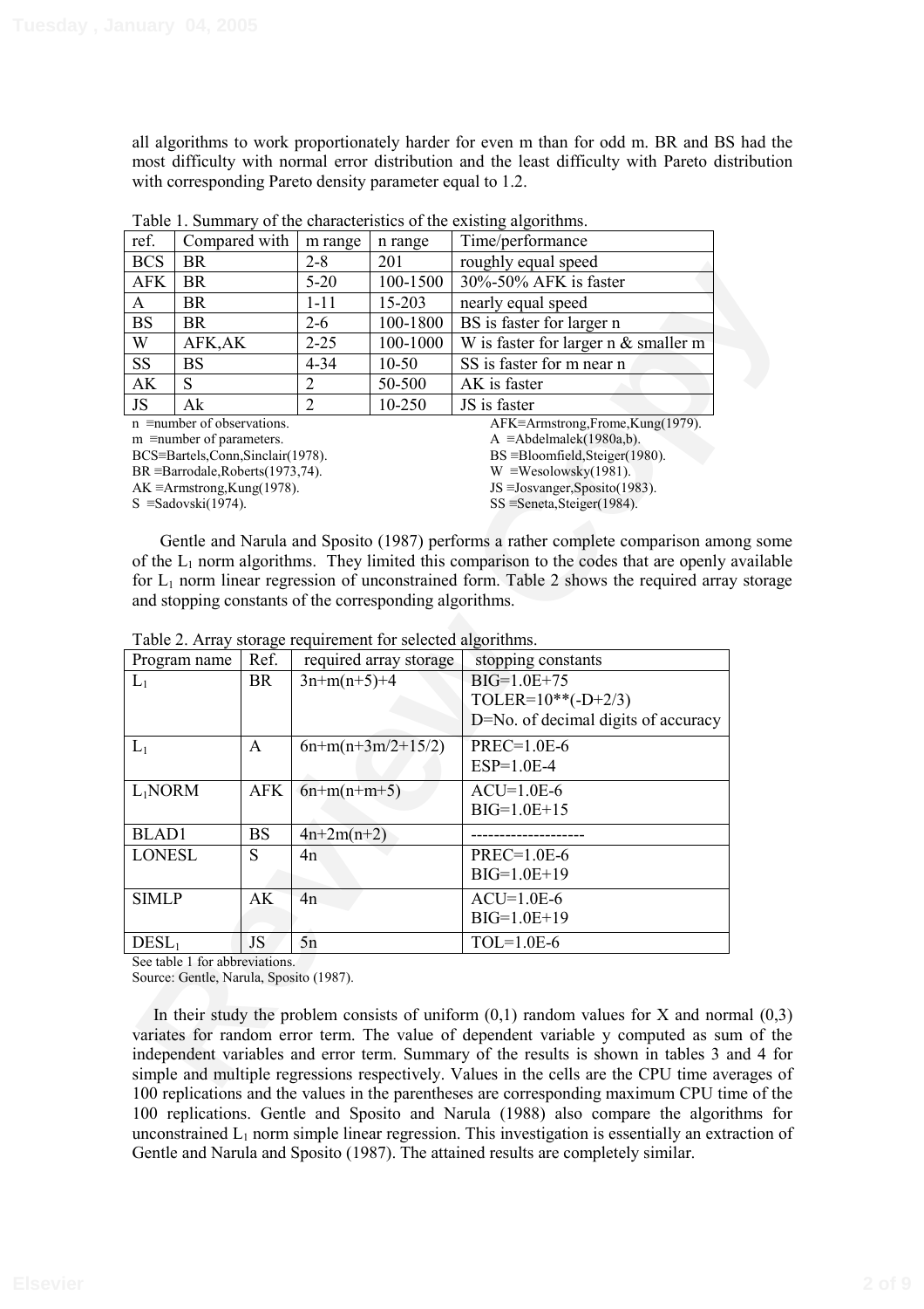all algorithms to work proportionately harder for even m than for odd m. BR and BS had the most difficulty with normal error distribution and the least difficulty with Pareto distribution with corresponding Pareto density parameter equal to 1.2.

Table 1. Summary of the characteristics of the existing algorithms.

| ref. | Compared with | m range | n range | Time/performance |
|---|---|---|---|---|
| BCS | BR | 2-8 | 201 | roughly equal speed |
| AFK | BR | 5-20 | 100-1500 | 30%-50% AFK is faster |
| A | BR | 1-11 | 15-203 | nearly equal speed |
| BS | BR | 2-6 | 100-1800 | BS is faster for larger n |
| W | AFK,AK | 2-25 | 100-1000 | W is faster for larger n & smaller m |
| SS | BS | 4-34 | 10-50 | SS is faster for m near n |
| AK | S | 2 | 50-500 | AK is faster |
| JS | Ak | 2 | 10-250 | JS is faster |

n ≡number of observations.
m ≡number of parameters.
BCS≡Bartels,Conn,Sinclair(1978).
BR ≡Barrodale,Roberts(1973,74).
AK ≡Armstrong,Kung(1978).
S ≡Sadovski(1974).
AFK≡Armstrong,Frome,Kung(1979).
A ≡Abdelmalek(1980a,b).
BS ≡Bloomfield,Steiger(1980).
W ≡Wesolowsky(1981).
JS ≡Josvanger,Sposito(1983).
SS ≡Seneta,Steiger(1984).

Gentle and Narula and Sposito (1987) performs a rather complete comparison among some of the $L_1$ norm algorithms. They limited this comparison to the codes that are openly available for $L_1$ norm linear regression of unconstrained form. Table 2 shows the required array storage and stopping constants of the corresponding algorithms.

Table 2. Array storage requirement for selected algorithms.

| Program name | Ref. | required array storage | stopping constants |
|---|---|---|---|
| $L_1$ | BR | 3n+m(n+5)+4 | BIG=1.0E+75<br>TOLER=10**(-D+2/3)<br>D=No. of decimal digits of accuracy |
| $L_1$ | A | 6n+m(n+3m/2+15/2) | PREC=1.0E-6<br>ESP=1.0E-4 |
| $L_1$NORM | AFK | 6n+m(n+m+5) | ACU=1.0E-6<br>BIG=1.0E+15 |
| BLAD1 | BS | 4n+2m(n+2) | -------------------- |
| LONESL | S | 4n | PREC=1.0E-6<br>BIG=1.0E+19 |
| SIMLP | AK | 4n | ACU=1.0E-6<br>BIG=1.0E+19 |
| DESL$_1$ | JS | 5n | TOL=1.0E-6 |

See table 1 for abbreviations.
Source: Gentle, Narula, Sposito (1987).

In their study the problem consists of uniform (0,1) random values for X and normal (0,3) variates for random error term. The value of dependent variable y computed as sum of the independent variables and error term. Summary of the results is shown in tables 3 and 4 for simple and multiple regressions respectively. Values in the cells are the CPU time averages of 100 replications and the values in the parentheses are corresponding maximum CPU time of the 100 replications. Gentle and Sposito and Narula (1988) also compare the algorithms for unconstrained $L_1$ norm simple linear regression. This investigation is essentially an extraction of Gentle and Narula and Sposito (1987). The attained results are completely similar.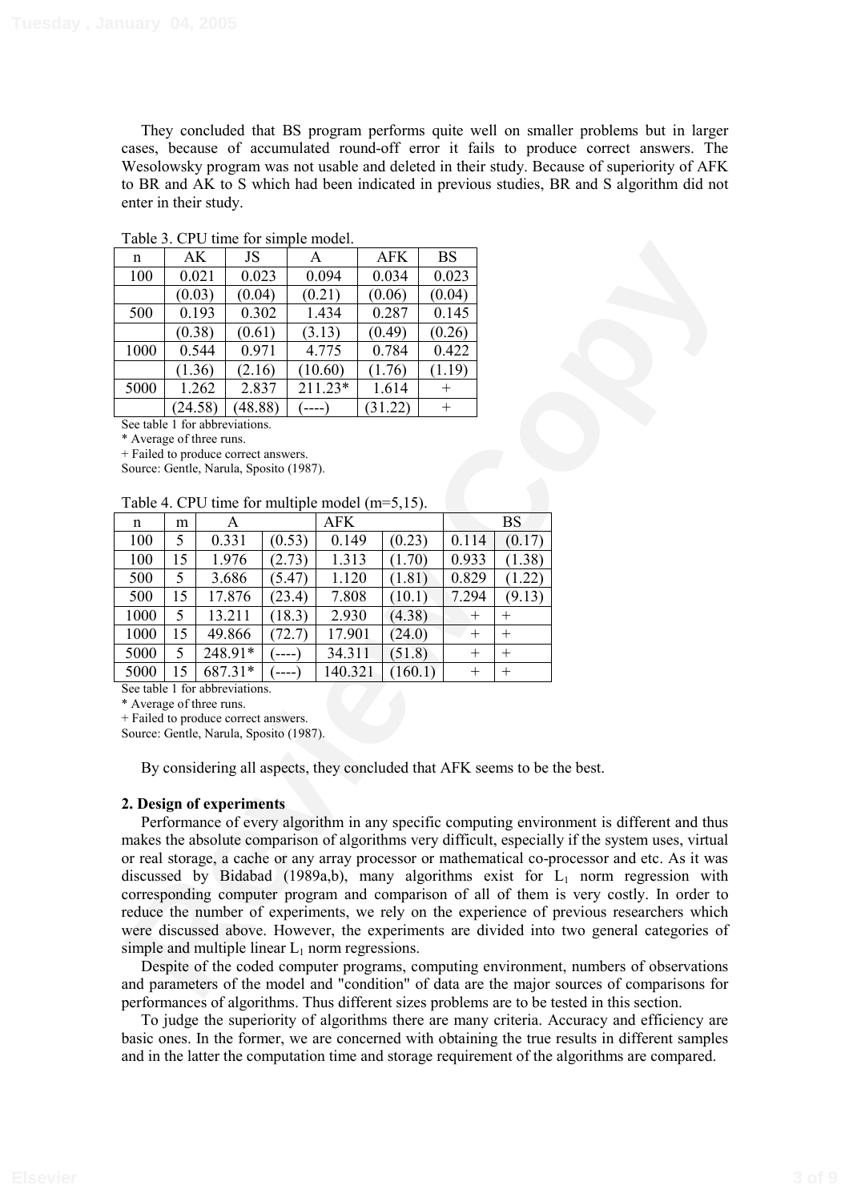They concluded that BS program performs quite well on smaller problems but in larger cases, because of accumulated round-off error it fails to produce correct answers. The Wesolowsky program was not usable and deleted in their study. Because of superiority of AFK to BR and AK to S which had been indicated in previous studies, BR and S algorithm did not enter in their study.

Table 3. CPU time for simple model.

| n | AK | JS | A | AFK | BS |
|---|---|---|---|---|---|
| 100 | 0.021 | 0.023 | 0.094 | 0.034 | 0.023 |
| | (0.03) | (0.04) | (0.21) | (0.06) | (0.04) |
| 500 | 0.193 | 0.302 | 1.434 | 0.287 | 0.145 |
| | (0.38) | (0.61) | (3.13) | (0.49) | (0.26) |
| 1000 | 0.544 | 0.971 | 4.775 | 0.784 | 0.422 |
| | (1.36) | (2.16) | (10.60) | (1.76) | (1.19) |
| 5000 | 1.262 | 2.837 | 211.23* | 1.614 | + |
| | (24.58) | (48.88) | (----) | (31.22) | + |

See table 1 for abbreviations.
* Average of three runs.
+ Failed to produce correct answers.
Source: Gentle, Narula, Sposito (1987).

Table 4. CPU time for multiple model (m=5,15).

| n | m | A | | AFK | | BS | |
|---|---|---|---|---|---|---|---|
| 100 | 5 | 0.331 | (0.53) | 0.149 | (0.23) | 0.114 | (0.17) |
| 100 | 15 | 1.976 | (2.73) | 1.313 | (1.70) | 0.933 | (1.38) |
| 500 | 5 | 3.686 | (5.47) | 1.120 | (1.81) | 0.829 | (1.22) |
| 500 | 15 | 17.876 | (23.4) | 7.808 | (10.1) | 7.294 | (9.13) |
| 1000 | 5 | 13.211 | (18.3) | 2.930 | (4.38) | + | + |
| 1000 | 15 | 49.866 | (72.7) | 17.901 | (24.0) | + | + |
| 5000 | 5 | 248.91* | (----) | 34.311 | (51.8) | + | + |
| 5000 | 15 | 687.31* | (----) | 140.321 | (160.1) | + | + |

See table 1 for abbreviations.
* Average of three runs.
+ Failed to produce correct answers.
Source: Gentle, Narula, Sposito (1987).

By considering all aspects, they concluded that AFK seems to be the best.

**2. Design of experiments**

Performance of every algorithm in any specific computing environment is different and thus makes the absolute comparison of algorithms very difficult, especially if the system uses, virtual or real storage, a cache or any array processor or mathematical co-processor and etc. As it was discussed by Bidabad (1989a,b), many algorithms exist for $L_1$ norm regression with corresponding computer program and comparison of all of them is very costly. In order to reduce the number of experiments, we rely on the experience of previous researchers which were discussed above. However, the experiments are divided into two general categories of simple and multiple linear $L_1$ norm regressions.

Despite of the coded computer programs, computing environment, numbers of observations and parameters of the model and "condition" of data are the major sources of comparisons for performances of algorithms. Thus different sizes problems are to be tested in this section.

To judge the superiority of algorithms there are many criteria. Accuracy and efficiency are basic ones. In the former, we are concerned with obtaining the true results in different samples and in the latter the computation time and storage requirement of the algorithms are compared.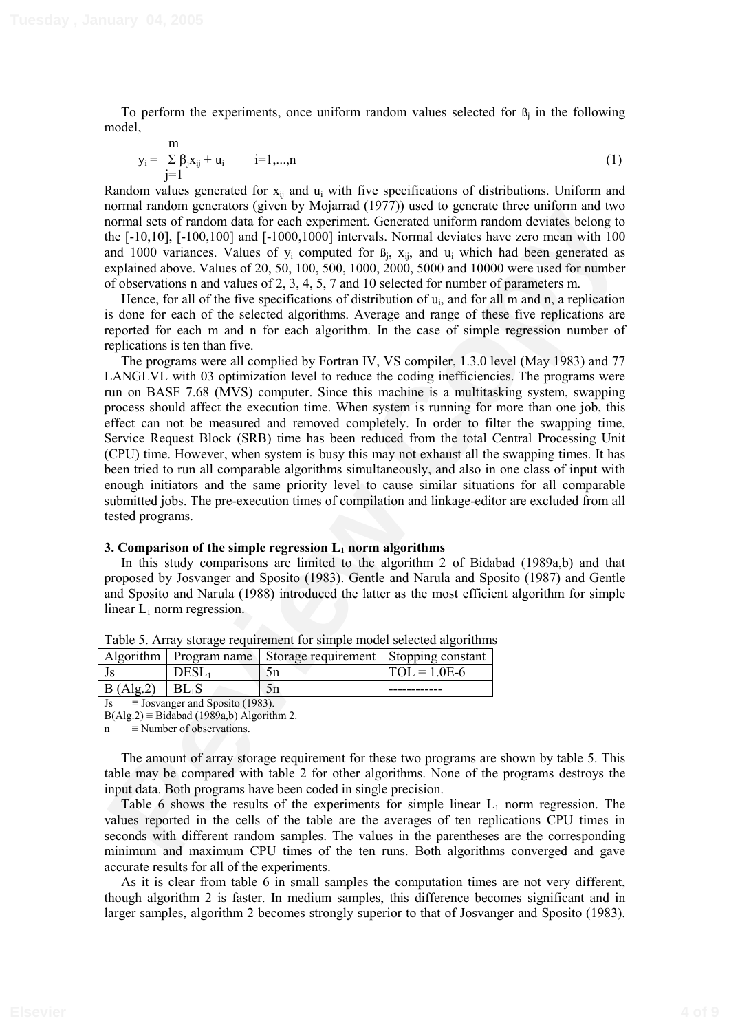To perform the experiments, once uniform random values selected for $\beta_j$ in the following model,

$$y_i = \sum_{j=1}^{m} \beta_j x_{ij} + u_i \qquad i=1,...,n \tag{1}$$

Random values generated for $x_{ij}$ and $u_i$ with five specifications of distributions. Uniform and normal random generators (given by Mojarrad (1977)) used to generate three uniform and two normal sets of random data for each experiment. Generated uniform random deviates belong to the [-10,10], [-100,100] and [-1000,1000] intervals. Normal deviates have zero mean with 100 and 1000 variances. Values of $y_i$ computed for $\beta_j$, $x_{ij}$, and $u_i$ which had been generated as explained above. Values of 20, 50, 100, 500, 1000, 2000, 5000 and 10000 were used for number of observations n and values of 2, 3, 4, 5, 7 and 10 selected for number of parameters m.

Hence, for all of the five specifications of distribution of $u_i$, and for all m and n, a replication is done for each of the selected algorithms. Average and range of these five replications are reported for each m and n for each algorithm. In the case of simple regression number of replications is ten than five.

The programs were all complied by Fortran IV, VS compiler, 1.3.0 level (May 1983) and 77 LANGLVL with 03 optimization level to reduce the coding inefficiencies. The programs were run on BASF 7.68 (MVS) computer. Since this machine is a multitasking system, swapping process should affect the execution time. When system is running for more than one job, this effect can not be measured and removed completely. In order to filter the swapping time, Service Request Block (SRB) time has been reduced from the total Central Processing Unit (CPU) time. However, when system is busy this may not exhaust all the swapping times. It has been tried to run all comparable algorithms simultaneously, and also in one class of input with enough initiators and the same priority level to cause similar situations for all comparable submitted jobs. The pre-execution times of compilation and linkage-editor are excluded from all tested programs.

### 3. Comparison of the simple regression $L_1$ norm algorithms

In this study comparisons are limited to the algorithm 2 of Bidabad (1989a,b) and that proposed by Josvanger and Sposito (1983). Gentle and Narula and Sposito (1987) and Gentle and Sposito and Narula (1988) introduced the latter as the most efficient algorithm for simple linear $L_1$ norm regression.

Table 5. Array storage requirement for simple model selected algorithms

| Algorithm | Program name | Storage requirement | Stopping constant |
|---|---|---|---|
| Js | $DESL_1$ | 5n | TOL = 1.0E-6 |
| B (Alg.2) | $BL_1S$ | 5n | ------------ |

Js ≡ Josvanger and Sposito (1983).
B(Alg.2) ≡ Bidabad (1989a,b) Algorithm 2.
n ≡ Number of observations.

The amount of array storage requirement for these two programs are shown by table 5. This table may be compared with table 2 for other algorithms. None of the programs destroys the input data. Both programs have been coded in single precision.

Table 6 shows the results of the experiments for simple linear $L_1$ norm regression. The values reported in the cells of the table are the averages of ten replications CPU times in seconds with different random samples. The values in the parentheses are the corresponding minimum and maximum CPU times of the ten runs. Both algorithms converged and gave accurate results for all of the experiments.

As it is clear from table 6 in small samples the computation times are not very different, though algorithm 2 is faster. In medium samples, this difference becomes significant and in larger samples, algorithm 2 becomes strongly superior to that of Josvanger and Sposito (1983).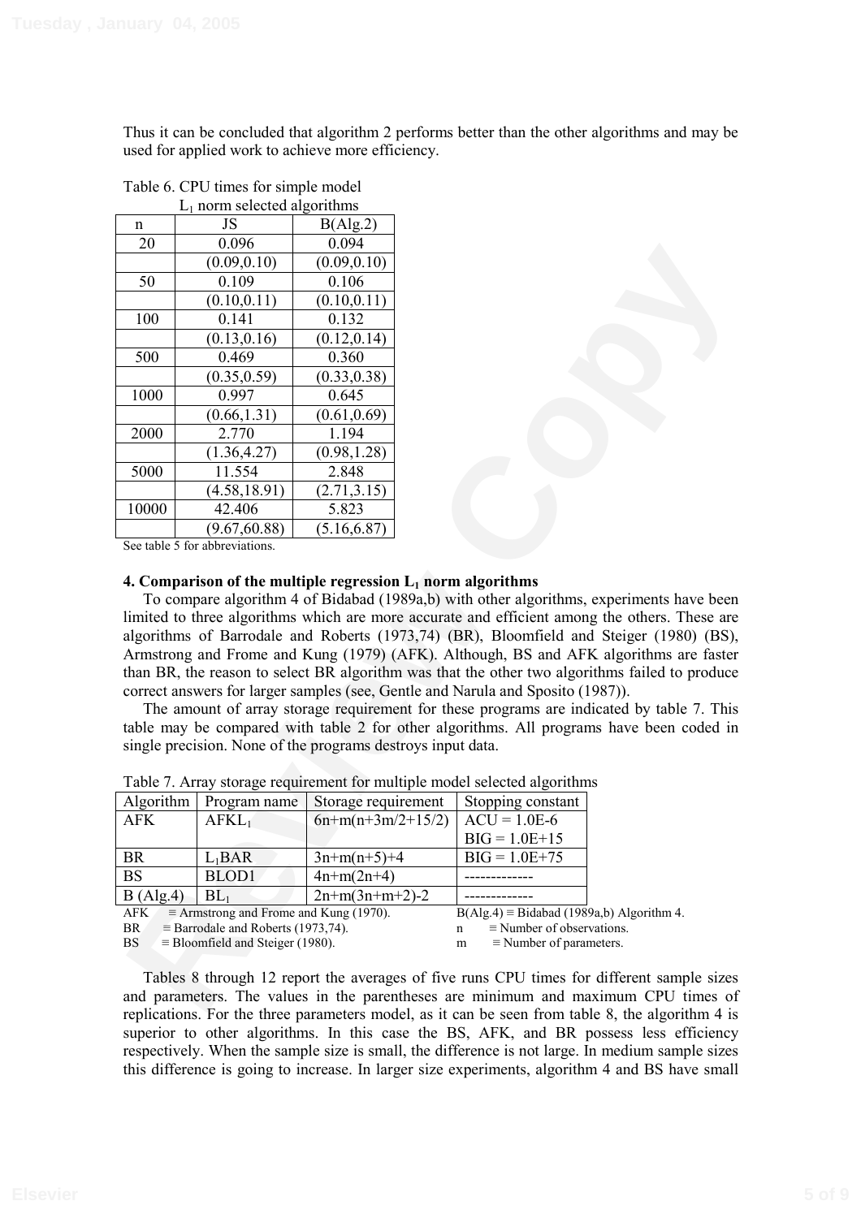Thus it can be concluded that algorithm 2 performs better than the other algorithms and may be used for applied work to achieve more efficiency.

Table 6. CPU times for simple model
$L_1$ norm selected algorithms

| n | JS | B(Alg.2) |
|---|---|---|
| 20 | 0.096 | 0.094 |
| | (0.09,0.10) | (0.09,0.10) |
| 50 | 0.109 | 0.106 |
| | (0.10,0.11) | (0.10,0.11) |
| 100 | 0.141 | 0.132 |
| | (0.13,0.16) | (0.12,0.14) |
| 500 | 0.469 | 0.360 |
| | (0.35,0.59) | (0.33,0.38) |
| 1000 | 0.997 | 0.645 |
| | (0.66,1.31) | (0.61,0.69) |
| 2000 | 2.770 | 1.194 |
| | (1.36,4.27) | (0.98,1.28) |
| 5000 | 11.554 | 2.848 |
| | (4.58,18.91) | (2.71,3.15) |
| 10000 | 42.406 | 5.823 |
| | (9.67,60.88) | (5.16,6.87) |

See table 5 for abbreviations.

### 4. Comparison of the multiple regression $L_1$ norm algorithms

To compare algorithm 4 of Bidabad (1989a,b) with other algorithms, experiments have been limited to three algorithms which are more accurate and efficient among the others. These are algorithms of Barrodale and Roberts (1973,74) (BR), Bloomfield and Steiger (1980) (BS), Armstrong and Frome and Kung (1979) (AFK). Although, BS and AFK algorithms are faster than BR, the reason to select BR algorithm was that the other two algorithms failed to produce correct answers for larger samples (see, Gentle and Narula and Sposito (1987)).

The amount of array storage requirement for these programs are indicated by table 7. This table may be compared with table 2 for other algorithms. All programs have been coded in single precision. None of the programs destroys input data.

Table 7. Array storage requirement for multiple model selected algorithms

| Algorithm | Program name | Storage requirement | Stopping constant |
|---|---|---|---|
| AFK | $AFKL_1$ | $6n+m(n+3m/2+15/2)$ | ACU = 1.0E-6 |
| | | | BIG = 1.0E+15 |
| BR | $L_1BAR$ | $3n+m(n+5)+4$ | BIG = 1.0E+75 |
| BS | BLOD1 | $4n+m(2n+4)$ | ------------- |
| B (Alg.4) | $BL_1$ | $2n+m(3n+m+2)-2$ | ------------- |

AFK ≡ Armstrong and Frome and Kung (1970).
BR ≡ Barrodale and Roberts (1973,74).
BS ≡ Bloomfield and Steiger (1980).
B(Alg.4) ≡ Bidabad (1989a,b) Algorithm 4.
n ≡ Number of observations.
m ≡ Number of parameters.

Tables 8 through 12 report the averages of five runs CPU times for different sample sizes and parameters. The values in the parentheses are minimum and maximum CPU times of replications. For the three parameters model, as it can be seen from table 8, the algorithm 4 is superior to other algorithms. In this case the BS, AFK, and BR possess less efficiency respectively. When the sample size is small, the difference is not large. In medium sample sizes this difference is going to increase. In larger size experiments, algorithm 4 and BS have small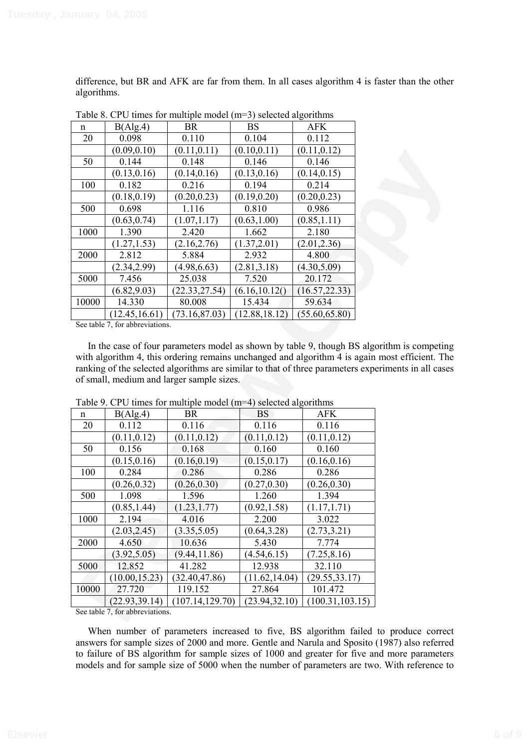difference, but BR and AFK are far from them. In all cases algorithm 4 is faster than the other algorithms.

Table 8. CPU times for multiple model (m=3) selected algorithms

| n | B(Alg.4) | BR | BS | AFK |
|---|---|---|---|---|
| 20 | 0.098 | 0.110 | 0.104 | 0.112 |
| | (0.09,0.10) | (0.11,0.11) | (0.10,0.11) | (0.11,0.12) |
| 50 | 0.144 | 0.148 | 0.146 | 0.146 |
| | (0.13,0.16) | (0.14,0.16) | (0.13,0.16) | (0.14,0.15) |
| 100 | 0.182 | 0.216 | 0.194 | 0.214 |
| | (0.18,0.19) | (0.20,0.23) | (0.19,0.20) | (0.20,0.23) |
| 500 | 0.698 | 1.116 | 0.810 | 0.986 |
| | (0.63,0.74) | (1.07,1.17) | (0.63,1.00) | (0.85,1.11) |
| 1000 | 1.390 | 2.420 | 1.662 | 2.180 |
| | (1.27,1.53) | (2.16,2.76) | (1.37,2.01) | (2.01,2.36) |
| 2000 | 2.812 | 5.884 | 2.932 | 4.800 |
| | (2.34,2.99) | (4.98,6.63) | (2.81,3.18) | (4.30,5.09) |
| 5000 | 7.456 | 25.038 | 7.520 | 20.172 |
| | (6.82,9.03) | (22.33,27.54) | (6.16,10.12() | (16.57,22.33) |
| 10000 | 14.330 | 80.008 | 15.434 | 59.634 |
| | (12.45,16.61) | (73.16,87.03) | (12.88,18.12) | (55.60,65.80) |

See table 7, for abbreviations.

In the case of four parameters model as shown by table 9, though BS algorithm is competing with algorithm 4, this ordering remains unchanged and algorithm 4 is again most efficient. The ranking of the selected algorithms are similar to that of three parameters experiments in all cases of small, medium and larger sample sizes.

Table 9. CPU times for multiple model (m=4) selected algorithms

| n | B(Alg.4) | BR | BS | AFK |
|---|---|---|---|---|
| 20 | 0.112 | 0.116 | 0.116 | 0.116 |
| | (0.11,0.12) | (0.11,0.12) | (0.11,0.12) | (0.11,0.12) |
| 50 | 0.156 | 0.168 | 0.160 | 0.160 |
| | (0.15,0.16) | (0.16,0.19) | (0.15,0.17) | (0.16,0.16) |
| 100 | 0.284 | 0.286 | 0.286 | 0.286 |
| | (0.26,0.32) | (0.26,0.30) | (0.27,0.30) | (0.26,0.30) |
| 500 | 1.098 | 1.596 | 1.260 | 1.394 |
| | (0.85,1.44) | (1.23,1.77) | (0.92,1.58) | (1.17,1.71) |
| 1000 | 2.194 | 4.016 | 2.200 | 3.022 |
| | (2.03,2.45) | (3.35,5.05) | (0.64,3.28) | (2.73,3.21) |
| 2000 | 4.650 | 10.636 | 5.430 | 7.774 |
| | (3.92,5.05) | (9.44,11.86) | (4.54,6.15) | (7.25,8.16) |
| 5000 | 12.852 | 41.282 | 12.938 | 32.110 |
| | (10.00,15.23) | (32.40,47.86) | (11.62,14.04) | (29.55,33.17) |
| 10000 | 27.720 | 119.152 | 27.864 | 101.472 |
| | (22.93,39.14) | (107.14,129.70) | (23.94,32.10) | (100.31,103.15) |

See table 7, for abbreviations.

When number of parameters increased to five, BS algorithm failed to produce correct answers for sample sizes of 2000 and more. Gentle and Narula and Sposito (1987) also referred to failure of BS algorithm for sample sizes of 1000 and greater for five and more parameters models and for sample size of 5000 when the number of parameters are two. With reference to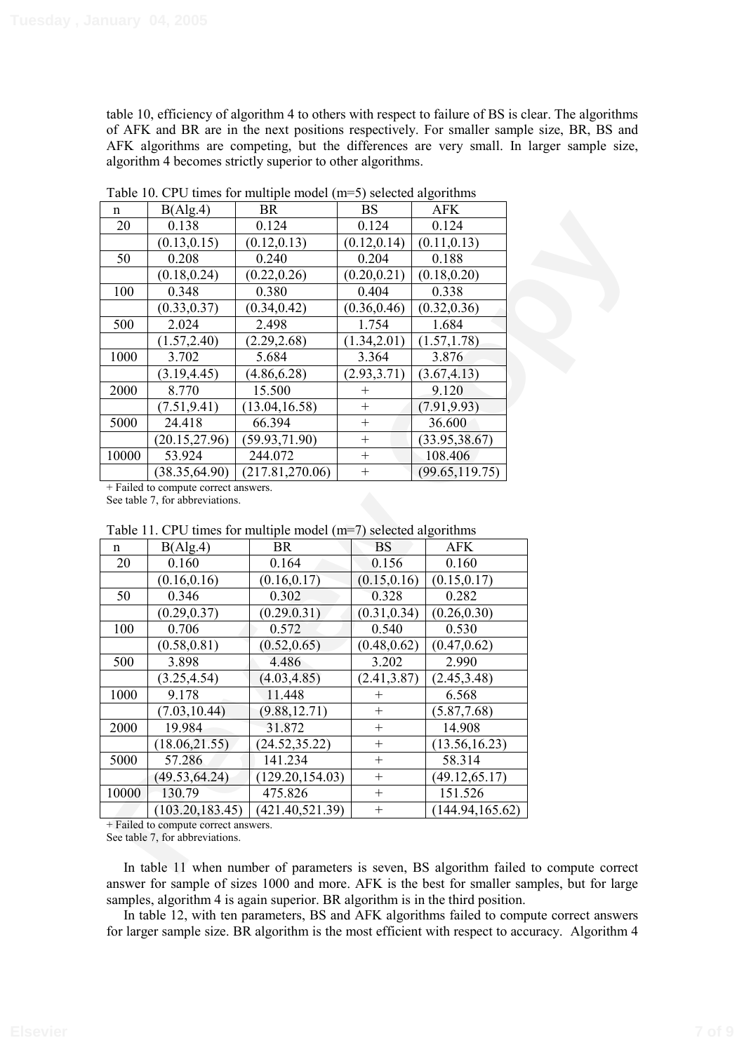table 10, efficiency of algorithm 4 to others with respect to failure of BS is clear. The algorithms of AFK and BR are in the next positions respectively. For smaller sample size, BR, BS and AFK algorithms are competing, but the differences are very small. In larger sample size, algorithm 4 becomes strictly superior to other algorithms.

Table 10. CPU times for multiple model (m=5) selected algorithms

| n | B(Alg.4) | BR | BS | AFK |
|---|---|---|---|---|
| 20 | 0.138 | 0.124 | 0.124 | 0.124 |
| | (0.13,0.15) | (0.12,0.13) | (0.12,0.14) | (0.11,0.13) |
| 50 | 0.208 | 0.240 | 0.204 | 0.188 |
| | (0.18,0.24) | (0.22,0.26) | (0.20,0.21) | (0.18,0.20) |
| 100 | 0.348 | 0.380 | 0.404 | 0.338 |
| | (0.33,0.37) | (0.34,0.42) | (0.36,0.46) | (0.32,0.36) |
| 500 | 2.024 | 2.498 | 1.754 | 1.684 |
| | (1.57,2.40) | (2.29,2.68) | (1.34,2.01) | (1.57,1.78) |
| 1000 | 3.702 | 5.684 | 3.364 | 3.876 |
| | (3.19,4.45) | (4.86,6.28) | (2.93,3.71) | (3.67,4.13) |
| 2000 | 8.770 | 15.500 | + | 9.120 |
| | (7.51,9.41) | (13.04,16.58) | + | (7.91,9.93) |
| 5000 | 24.418 | 66.394 | + | 36.600 |
| | (20.15,27.96) | (59.93,71.90) | + | (33.95,38.67) |
| 10000 | 53.924 | 244.072 | + | 108.406 |
| | (38.35,64.90) | (217.81,270.06) | + | (99.65,119.75) |

+ Failed to compute correct answers.
See table 7, for abbreviations.

Table 11. CPU times for multiple model (m=7) selected algorithms

| n | B(Alg.4) | BR | BS | AFK |
|---|---|---|---|---|
| 20 | 0.160 | 0.164 | 0.156 | 0.160 |
| | (0.16,0.16) | (0.16,0.17) | (0.15,0.16) | (0.15,0.17) |
| 50 | 0.346 | 0.302 | 0.328 | 0.282 |
| | (0.29,0.37) | (0.29.0.31) | (0.31,0.34) | (0.26,0.30) |
| 100 | 0.706 | 0.572 | 0.540 | 0.530 |
| | (0.58,0.81) | (0.52,0.65) | (0.48,0.62) | (0.47,0.62) |
| 500 | 3.898 | 4.486 | 3.202 | 2.990 |
| | (3.25,4.54) | (4.03,4.85) | (2.41,3.87) | (2.45,3.48) |
| 1000 | 9.178 | 11.448 | + | 6.568 |
| | (7.03,10.44) | (9.88,12.71) | + | (5.87,7.68) |
| 2000 | 19.984 | 31.872 | + | 14.908 |
| | (18.06,21.55) | (24.52,35.22) | + | (13.56,16.23) |
| 5000 | 57.286 | 141.234 | + | 58.314 |
| | (49.53,64.24) | (129.20,154.03) | + | (49.12,65.17) |
| 10000 | 130.79 | 475.826 | + | 151.526 |
| | (103.20,183.45) | (421.40,521.39) | + | (144.94,165.62) |

+ Failed to compute correct answers.
See table 7, for abbreviations.

In table 11 when number of parameters is seven, BS algorithm failed to compute correct answer for sample of sizes 1000 and more. AFK is the best for smaller samples, but for large samples, algorithm 4 is again superior. BR algorithm is in the third position.

In table 12, with ten parameters, BS and AFK algorithms failed to compute correct answers for larger sample size. BR algorithm is the most efficient with respect to accuracy. Algorithm 4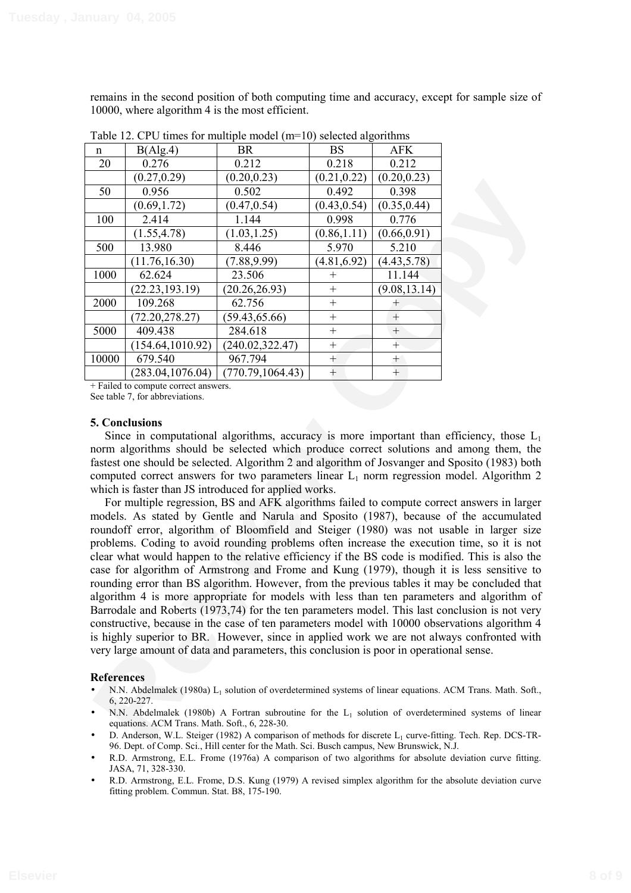remains in the second position of both computing time and accuracy, except for sample size of 10000, where algorithm 4 is the most efficient.

Table 12. CPU times for multiple model (m=10) selected algorithms

| n | B(Alg.4) | BR | BS | AFK |
|---|---|---|---|---|
| 20 | 0.276 | 0.212 | 0.218 | 0.212 |
| | (0.27,0.29) | (0.20,0.23) | (0.21,0.22) | (0.20,0.23) |
| 50 | 0.956 | 0.502 | 0.492 | 0.398 |
| | (0.69,1.72) | (0.47,0.54) | (0.43,0.54) | (0.35,0.44) |
| 100 | 2.414 | 1.144 | 0.998 | 0.776 |
| | (1.55,4.78) | (1.03,1.25) | (0.86,1.11) | (0.66,0.91) |
| 500 | 13.980 | 8.446 | 5.970 | 5.210 |
| | (11.76,16.30) | (7.88,9.99) | (4.81,6.92) | (4.43,5.78) |
| 1000 | 62.624 | 23.506 | + | 11.144 |
| | (22.23,193.19) | (20.26,26.93) | + | (9.08,13.14) |
| 2000 | 109.268 | 62.756 | + | + |
| | (72.20,278.27) | (59.43,65.66) | + | + |
| 5000 | 409.438 | 284.618 | + | + |
| | (154.64,1010.92) | (240.02,322.47) | + | + |
| 10000 | 679.540 | 967.794 | + | + |
| | (283.04,1076.04) | (770.79,1064.43) | + | + |

+ Failed to compute correct answers.
See table 7, for abbreviations.

## 5. Conclusions

Since in computational algorithms, accuracy is more important than efficiency, those $L_1$ norm algorithms should be selected which produce correct solutions and among them, the fastest one should be selected. Algorithm 2 and algorithm of Josvanger and Sposito (1983) both computed correct answers for two parameters linear $L_1$ norm regression model. Algorithm 2 which is faster than JS introduced for applied works.

For multiple regression, BS and AFK algorithms failed to compute correct answers in larger models. As stated by Gentle and Narula and Sposito (1987), because of the accumulated roundoff error, algorithm of Bloomfield and Steiger (1980) was not usable in larger size problems. Coding to avoid rounding problems often increase the execution time, so it is not clear what would happen to the relative efficiency if the BS code is modified. This is also the case for algorithm of Armstrong and Frome and Kung (1979), though it is less sensitive to rounding error than BS algorithm. However, from the previous tables it may be concluded that algorithm 4 is more appropriate for models with less than ten parameters and algorithm of Barrodale and Roberts (1973,74) for the ten parameters model. This last conclusion is not very constructive, because in the case of ten parameters model with 10000 observations algorithm 4 is highly superior to BR. However, since in applied work we are not always confronted with very large amount of data and parameters, this conclusion is poor in operational sense.

## References

- N.N. Abdelmalek (1980a) $L_1$ solution of overdetermined systems of linear equations. ACM Trans. Math. Soft., 6, 220-227.
- N.N. Abdelmalek (1980b) A Fortran subroutine for the $L_1$ solution of overdetermined systems of linear equations. ACM Trans. Math. Soft., 6, 228-30.
- D. Anderson, W.L. Steiger (1982) A comparison of methods for discrete $L_1$ curve-fitting. Tech. Rep. DCS-TR-96. Dept. of Comp. Sci., Hill center for the Math. Sci. Busch campus, New Brunswick, N.J.
- R.D. Armstrong, E.L. Frome (1976a) A comparison of two algorithms for absolute deviation curve fitting. JASA, 71, 328-330.
- R.D. Armstrong, E.L. Frome, D.S. Kung (1979) A revised simplex algorithm for the absolute deviation curve fitting problem. Commun. Stat. B8, 175-190.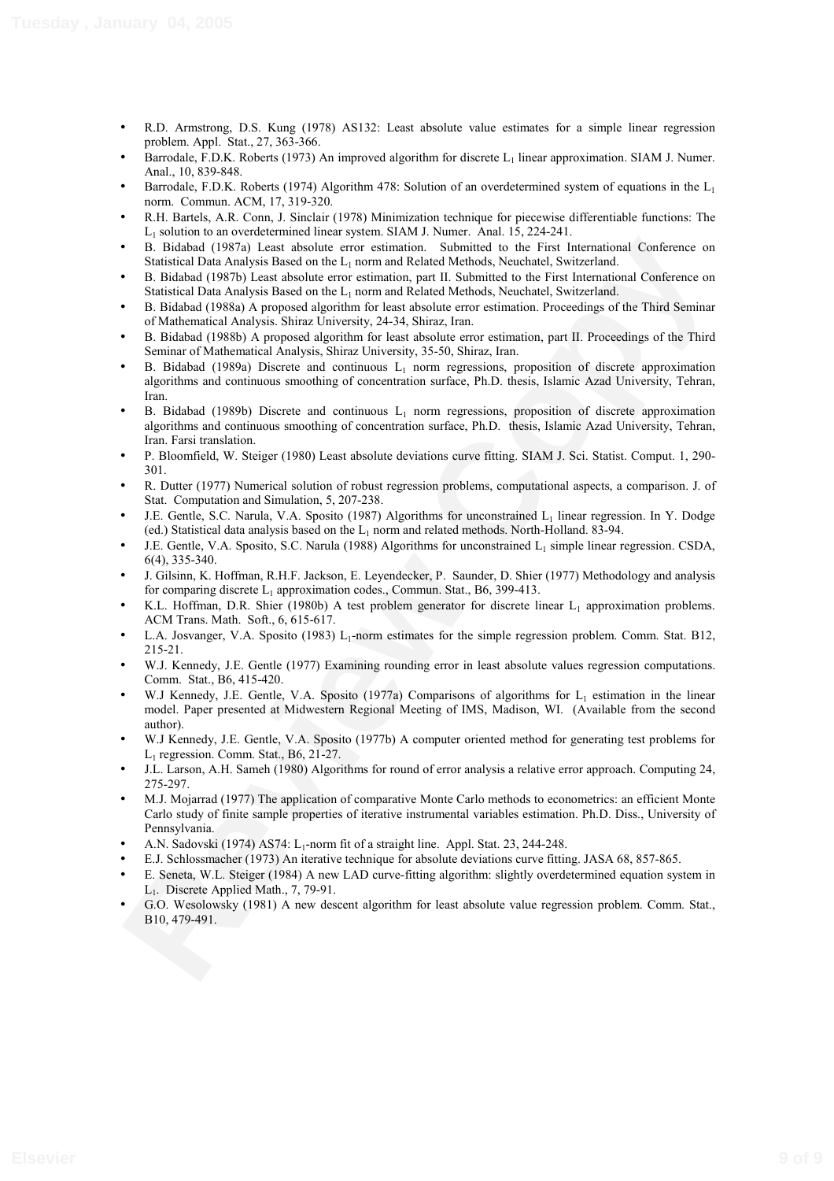- R.D. Armstrong, D.S. Kung (1978) AS132: Least absolute value estimates for a simple linear regression problem. Appl. Stat., 27, 363-366.
- Barrodale, F.D.K. Roberts (1973) An improved algorithm for discrete $L_1$ linear approximation. SIAM J. Numer. Anal., 10, 839-848.
- Barrodale, F.D.K. Roberts (1974) Algorithm 478: Solution of an overdetermined system of equations in the $L_1$ norm. Commun. ACM, 17, 319-320.
- R.H. Bartels, A.R. Conn, J. Sinclair (1978) Minimization technique for piecewise differentiable functions: The $L_1$ solution to an overdetermined linear system. SIAM J. Numer. Anal. 15, 224-241.
- B. Bidabad (1987a) Least absolute error estimation. Submitted to the First International Conference on Statistical Data Analysis Based on the $L_1$ norm and Related Methods, Neuchatel, Switzerland.
- B. Bidabad (1987b) Least absolute error estimation, part II. Submitted to the First International Conference on Statistical Data Analysis Based on the $L_1$ norm and Related Methods, Neuchatel, Switzerland.
- B. Bidabad (1988a) A proposed algorithm for least absolute error estimation. Proceedings of the Third Seminar of Mathematical Analysis. Shiraz University, 24-34, Shiraz, Iran.
- B. Bidabad (1988b) A proposed algorithm for least absolute error estimation, part II. Proceedings of the Third Seminar of Mathematical Analysis, Shiraz University, 35-50, Shiraz, Iran.
- B. Bidabad (1989a) Discrete and continuous $L_1$ norm regressions, proposition of discrete approximation algorithms and continuous smoothing of concentration surface, Ph.D. thesis, Islamic Azad University, Tehran, Iran.
- B. Bidabad (1989b) Discrete and continuous $L_1$ norm regressions, proposition of discrete approximation algorithms and continuous smoothing of concentration surface, Ph.D. thesis, Islamic Azad University, Tehran, Iran. Farsi translation.
- P. Bloomfield, W. Steiger (1980) Least absolute deviations curve fitting. SIAM J. Sci. Statist. Comput. 1, 290-301.
- R. Dutter (1977) Numerical solution of robust regression problems, computational aspects, a comparison. J. of Stat. Computation and Simulation, 5, 207-238.
- J.E. Gentle, S.C. Narula, V.A. Sposito (1987) Algorithms for unconstrained $L_1$ linear regression. In Y. Dodge (ed.) Statistical data analysis based on the $L_1$ norm and related methods. North-Holland. 83-94.
- J.E. Gentle, V.A. Sposito, S.C. Narula (1988) Algorithms for unconstrained $L_1$ simple linear regression. CSDA, 6(4), 335-340.
- J. Gilsinn, K. Hoffman, R.H.F. Jackson, E. Leyendecker, P. Saunder, D. Shier (1977) Methodology and analysis for comparing discrete $L_1$ approximation codes., Commun. Stat., B6, 399-413.
- K.L. Hoffman, D.R. Shier (1980b) A test problem generator for discrete linear $L_1$ approximation problems. ACM Trans. Math. Soft., 6, 615-617.
- L.A. Josvanger, V.A. Sposito (1983) $L_1$-norm estimates for the simple regression problem. Comm. Stat. B12, 215-21.
- W.J. Kennedy, J.E. Gentle (1977) Examining rounding error in least absolute values regression computations. Comm. Stat., B6, 415-420.
- W.J Kennedy, J.E. Gentle, V.A. Sposito (1977a) Comparisons of algorithms for $L_1$ estimation in the linear model. Paper presented at Midwestern Regional Meeting of IMS, Madison, WI. (Available from the second author).
- W.J Kennedy, J.E. Gentle, V.A. Sposito (1977b) A computer oriented method for generating test problems for $L_1$ regression. Comm. Stat., B6, 21-27.
- J.L. Larson, A.H. Sameh (1980) Algorithms for round of error analysis a relative error approach. Computing 24, 275-297.
- M.J. Mojarrad (1977) The application of comparative Monte Carlo methods to econometrics: an efficient Monte Carlo study of finite sample properties of iterative instrumental variables estimation. Ph.D. Diss., University of Pennsylvania.
- A.N. Sadovski (1974) AS74: $L_1$-norm fit of a straight line. Appl. Stat. 23, 244-248.
- E.J. Schlossmacher (1973) An iterative technique for absolute deviations curve fitting. JASA 68, 857-865.
- E. Seneta, W.L. Steiger (1984) A new LAD curve-fitting algorithm: slightly overdetermined equation system in $L_1$. Discrete Applied Math., 7, 79-91.
- G.O. Wesolowsky (1981) A new descent algorithm for least absolute value regression problem. Comm. Stat., B10, 479-491.